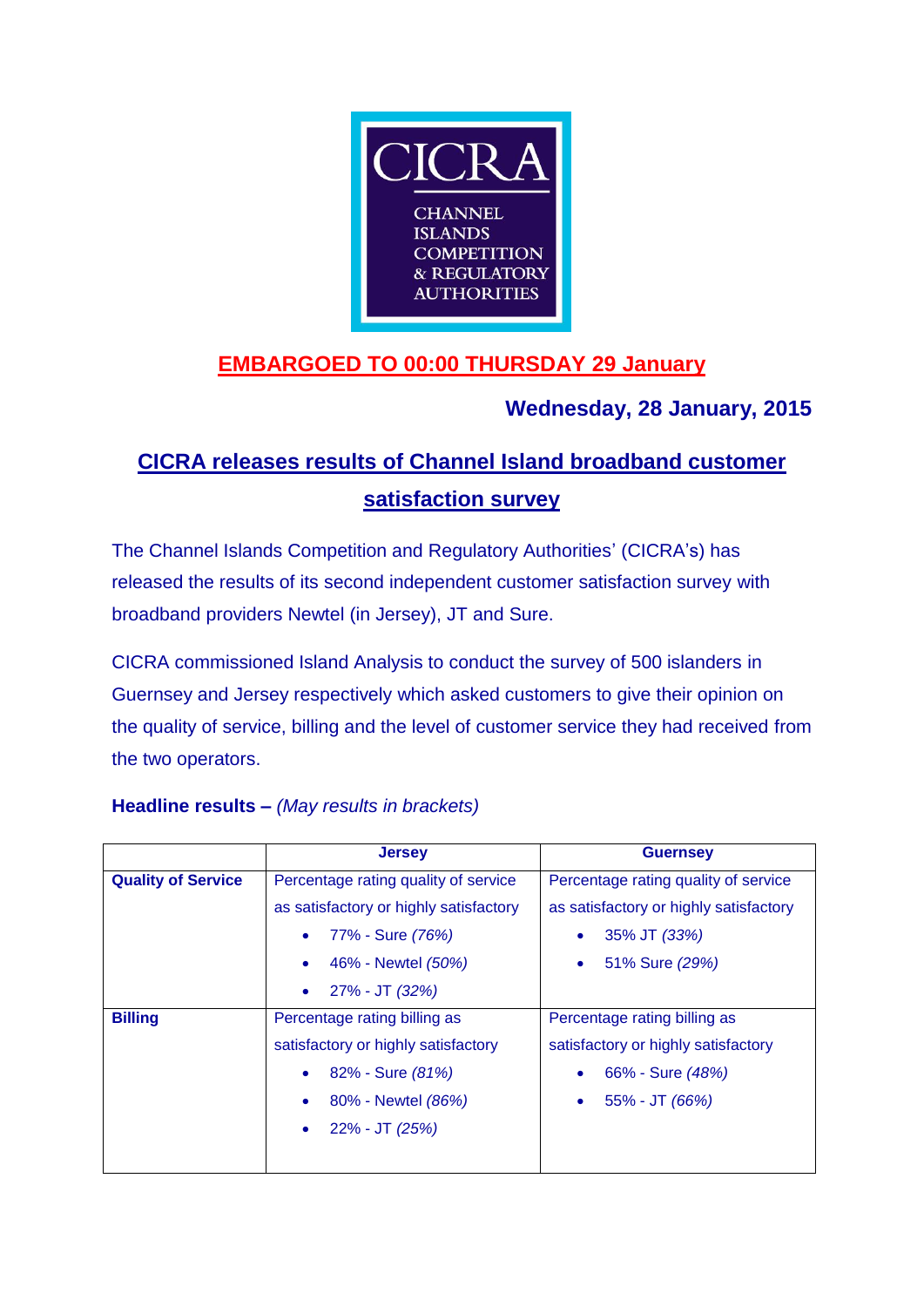CICRA

CHANNEL ISLANDS COMPETITION & REGULATORY AUTHORITIES

**EMBARGOED TO 00:00 THURSDAY 29 January**

**Wednesday, 28 January, 2015**

# CICRA releases results of Channel Island broadband customer satisfaction survey

The Channel Islands Competition and Regulatory Authorities' (CICRA's) has released the results of its second independent customer satisfaction survey with broadband providers Newtel (in Jersey), JT and Sure.

CICRA commissioned Island Analysis to conduct the survey of 500 islanders in Guernsey and Jersey respectively which asked customers to give their opinion on the quality of service, billing and the level of customer service they had received from the two operators.

**Headline results –** *(May results in brackets)*

| | Jersey | Guernsey |
|---|---|---|
| **Quality of Service** | Percentage rating quality of service as satisfactory or highly satisfactory<br>• 77% - Sure *(76%)*<br>• 46% - Newtel *(50%)*<br>• 27% - JT *(32%)* | Percentage rating quality of service as satisfactory or highly satisfactory<br>• 35% JT *(33%)*<br>• 51% Sure *(29%)* |
| **Billing** | Percentage rating billing as satisfactory or highly satisfactory<br>• 82% - Sure *(81%)*<br>• 80% - Newtel *(86%)*<br>• 22% - JT *(25%)* | Percentage rating billing as satisfactory or highly satisfactory<br>• 66% - Sure *(48%)*<br>• 55% - JT *(66%)* |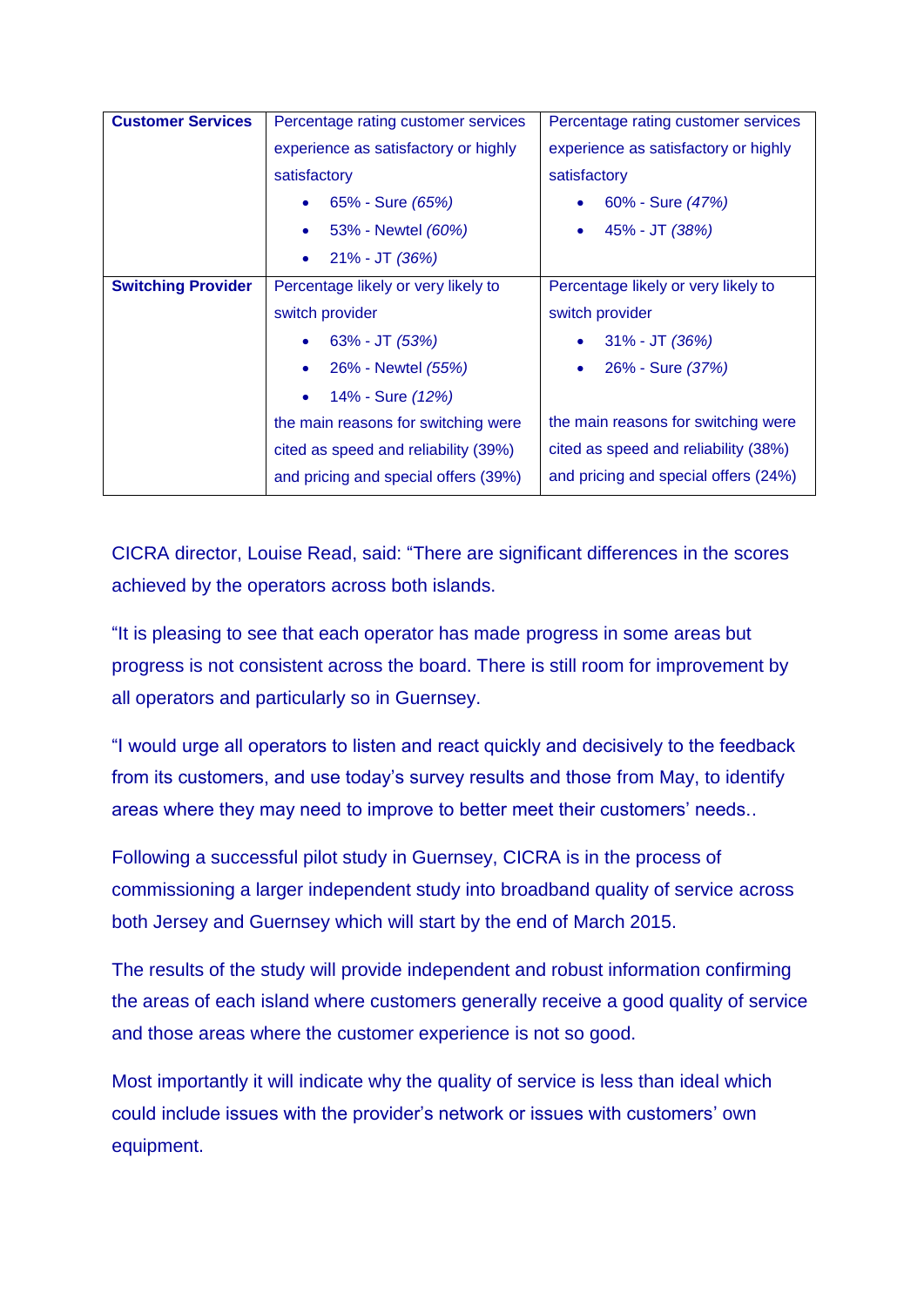| **Customer Services** | Percentage rating customer services experience as satisfactory or highly satisfactory<br>• 65% - Sure *(65%)*<br>• 53% - Newtel *(60%)*<br>• 21% - JT *(36%)* | Percentage rating customer services experience as satisfactory or highly satisfactory<br>• 60% - Sure *(47%)*<br>• 45% - JT *(38%)* |
|---|---|---|
| **Switching Provider** | Percentage likely or very likely to switch provider<br>• 63% - JT *(53%)*<br>• 26% - Newtel *(55%)*<br>• 14% - Sure *(12%)*<br>the main reasons for switching were cited as speed and reliability (39%) and pricing and special offers (39%) | Percentage likely or very likely to switch provider<br>• 31% - JT *(36%)*<br>• 26% - Sure *(37%)*<br><br>the main reasons for switching were cited as speed and reliability (38%) and pricing and special offers (24%) |

CICRA director, Louise Read, said: "There are significant differences in the scores achieved by the operators across both islands.

"It is pleasing to see that each operator has made progress in some areas but progress is not consistent across the board. There is still room for improvement by all operators and particularly so in Guernsey.

"I would urge all operators to listen and react quickly and decisively to the feedback from its customers, and use today's survey results and those from May, to identify areas where they may need to improve to better meet their customers' needs..

Following a successful pilot study in Guernsey, CICRA is in the process of commissioning a larger independent study into broadband quality of service across both Jersey and Guernsey which will start by the end of March 2015.

The results of the study will provide independent and robust information confirming the areas of each island where customers generally receive a good quality of service and those areas where the customer experience is not so good.

Most importantly it will indicate why the quality of service is less than ideal which could include issues with the provider's network or issues with customers' own equipment.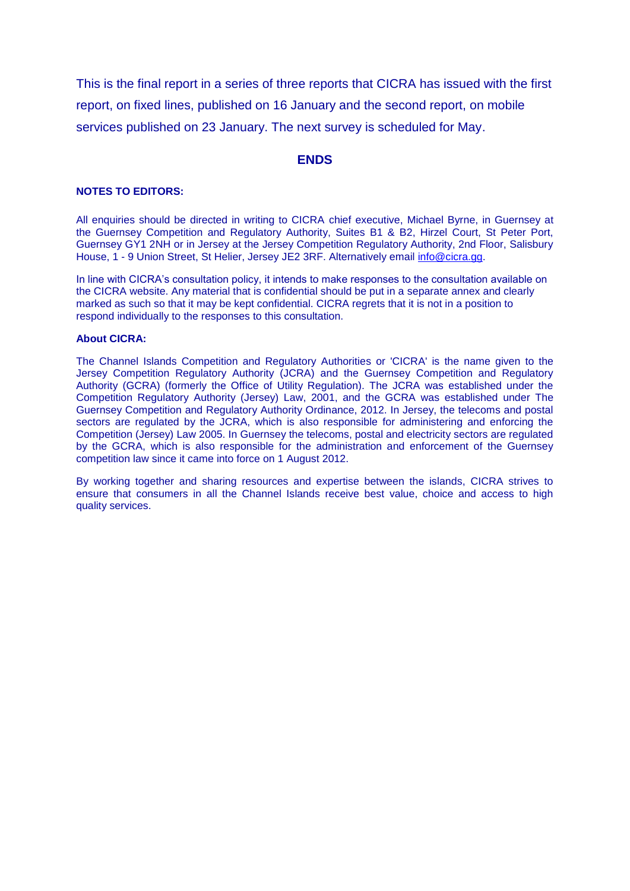This is the final report in a series of three reports that CICRA has issued with the first report, on fixed lines, published on 16 January and the second report, on mobile services published on 23 January. The next survey is scheduled for May.

**ENDS**

**NOTES TO EDITORS:**

All enquiries should be directed in writing to CICRA chief executive, Michael Byrne, in Guernsey at the Guernsey Competition and Regulatory Authority, Suites B1 & B2, Hirzel Court, St Peter Port, Guernsey GY1 2NH or in Jersey at the Jersey Competition Regulatory Authority, 2nd Floor, Salisbury House, 1 - 9 Union Street, St Helier, Jersey JE2 3RF. Alternatively email info@cicra.gg.

In line with CICRA's consultation policy, it intends to make responses to the consultation available on the CICRA website. Any material that is confidential should be put in a separate annex and clearly marked as such so that it may be kept confidential. CICRA regrets that it is not in a position to respond individually to the responses to this consultation.

**About CICRA:**

The Channel Islands Competition and Regulatory Authorities or 'CICRA' is the name given to the Jersey Competition Regulatory Authority (JCRA) and the Guernsey Competition and Regulatory Authority (GCRA) (formerly the Office of Utility Regulation). The JCRA was established under the Competition Regulatory Authority (Jersey) Law, 2001, and the GCRA was established under The Guernsey Competition and Regulatory Authority Ordinance, 2012. In Jersey, the telecoms and postal sectors are regulated by the JCRA, which is also responsible for administering and enforcing the Competition (Jersey) Law 2005. In Guernsey the telecoms, postal and electricity sectors are regulated by the GCRA, which is also responsible for the administration and enforcement of the Guernsey competition law since it came into force on 1 August 2012.

By working together and sharing resources and expertise between the islands, CICRA strives to ensure that consumers in all the Channel Islands receive best value, choice and access to high quality services.